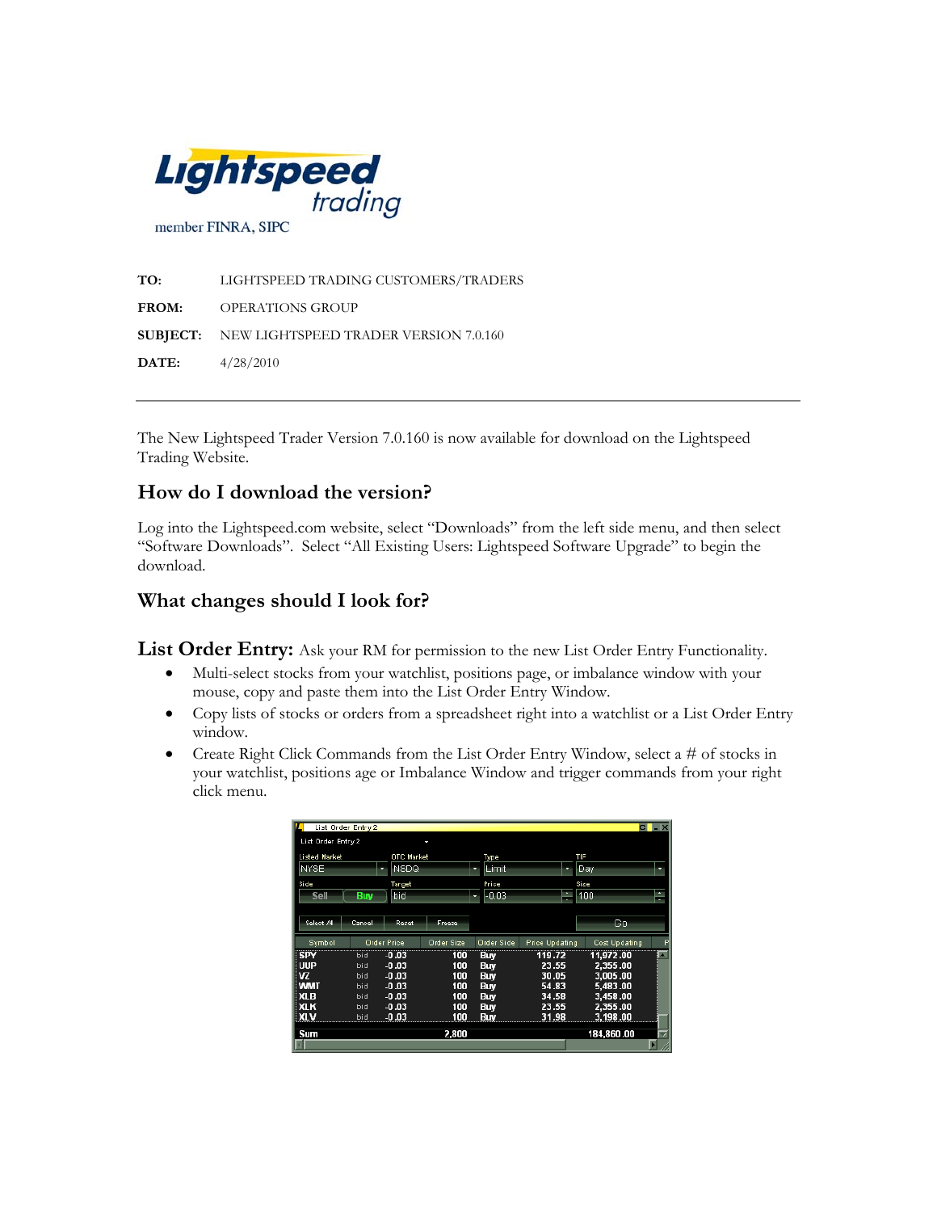Lightspeed trading

member FINRA, SIPC

**TO:** LIGHTSPEED TRADING CUSTOMERS/TRADERS

**FROM:** OPERATIONS GROUP

**SUBJECT:** NEW LIGHTSPEED TRADER VERSION 7.0.160

**DATE:** 4/28/2010

---

The New Lightspeed Trader Version 7.0.160 is now available for download on the Lightspeed Trading Website.

## How do I download the version?

Log into the Lightspeed.com website, select "Downloads" from the left side menu, and then select "Software Downloads". Select "All Existing Users: Lightspeed Software Upgrade" to begin the download.

## What changes should I look for?

**List Order Entry:** Ask your RM for permission to the new List Order Entry Functionality.

- Multi-select stocks from your watchlist, positions page, or imbalance window with your mouse, copy and paste them into the List Order Entry Window.
- Copy lists of stocks or orders from a spreadsheet right into a watchlist or a List Order Entry window.
- Create Right Click Commands from the List Order Entry Window, select a # of stocks in your watchlist, positions age or Imbalance Window and trigger commands from your right click menu.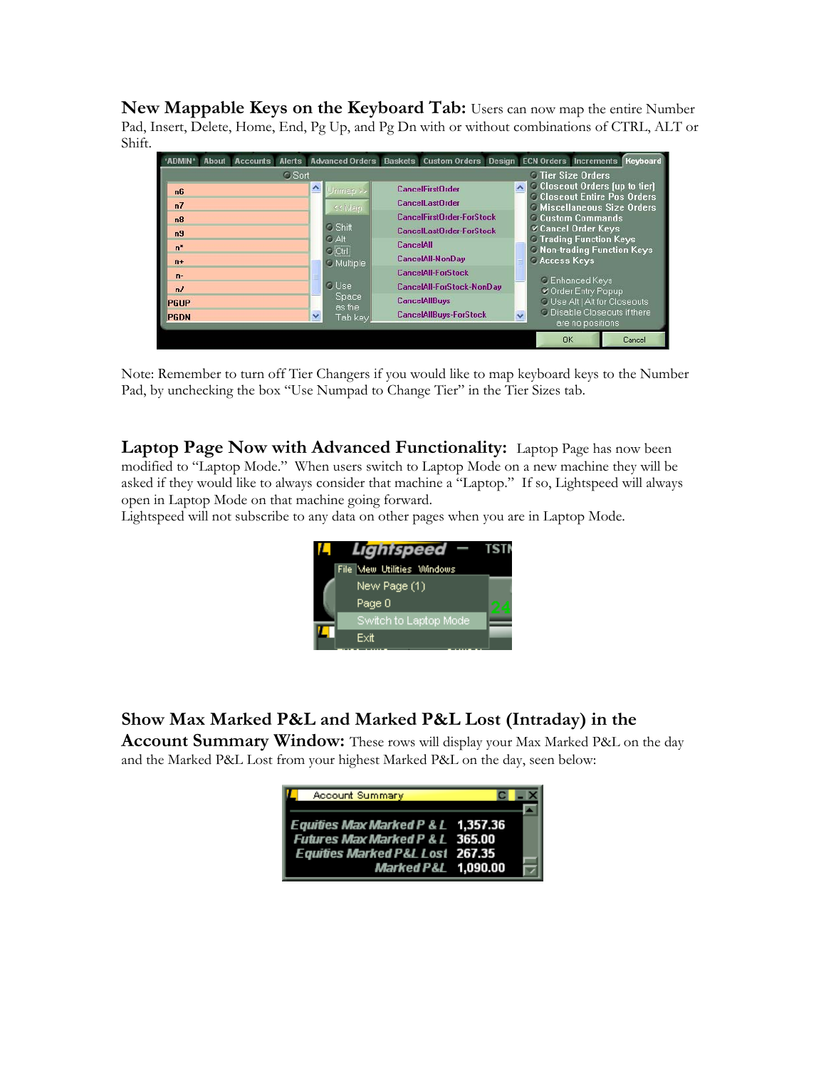**New Mappable Keys on the Keyboard Tab:** Users can now map the entire Number Pad, Insert, Delete, Home, End, Pg Up, and Pg Dn with or without combinations of CTRL, ALT or Shift.

Note: Remember to turn off Tier Changers if you would like to map keyboard keys to the Number Pad, by unchecking the box "Use Numpad to Change Tier" in the Tier Sizes tab.

**Laptop Page Now with Advanced Functionality:** Laptop Page has now been modified to "Laptop Mode." When users switch to Laptop Mode on a new machine they will be asked if they would like to always consider that machine a "Laptop." If so, Lightspeed will always open in Laptop Mode on that machine going forward.
Lightspeed will not subscribe to any data on other pages when you are in Laptop Mode.

**Show Max Marked P&L and Marked P&L Lost (Intraday) in the Account Summary Window:** These rows will display your Max Marked P&L on the day and the Marked P&L Lost from your highest Marked P&L on the day, seen below: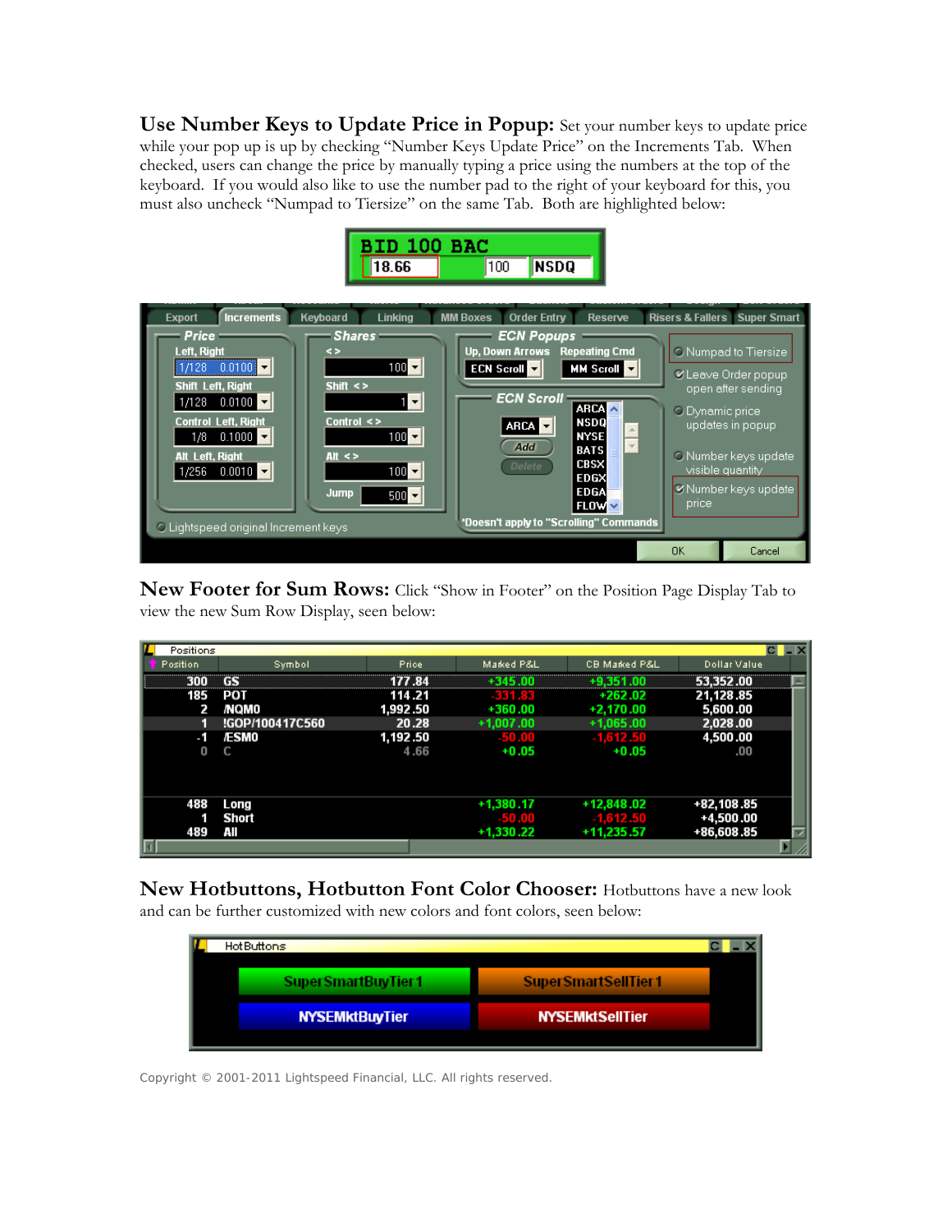**Use Number Keys to Update Price in Popup:** Set your number keys to update price while your pop up is up by checking "Number Keys Update Price" on the Increments Tab. When checked, users can change the price by manually typing a price using the numbers at the top of the keyboard. If you would also like to use the number pad to the right of your keyboard for this, you must also uncheck "Numpad to Tiersize" on the same Tab. Both are highlighted below:

**New Footer for Sum Rows:** Click "Show in Footer" on the Position Page Display Tab to view the new Sum Row Display, seen below:

**New Hotbuttons, Hotbutton Font Color Chooser:** Hotbuttons have a new look and can be further customized with new colors and font colors, seen below:

Copyright © 2001-2011 Lightspeed Financial, LLC. All rights reserved.